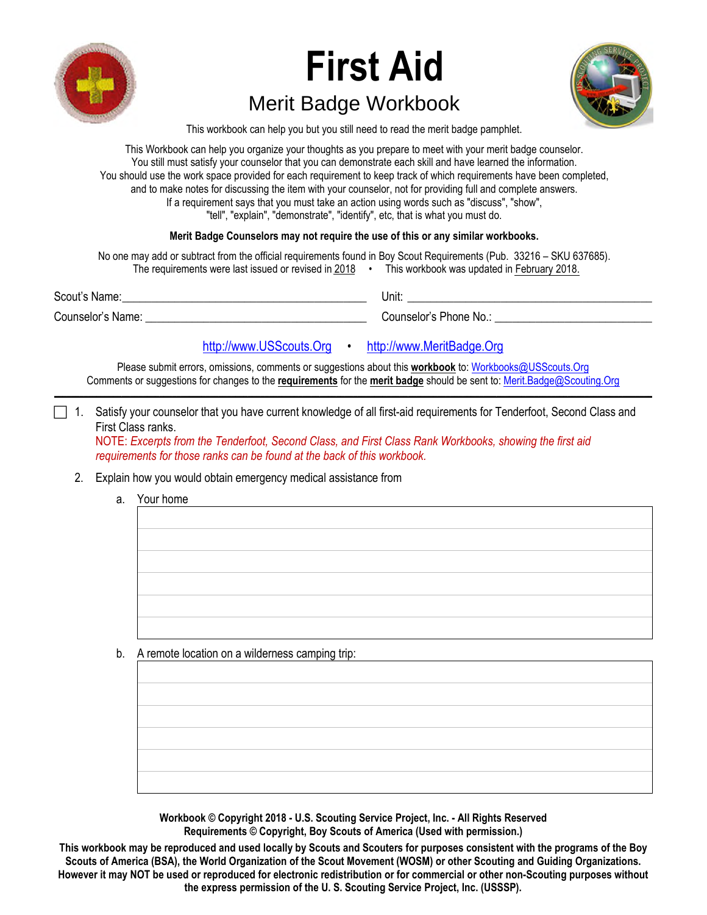# First Aid

## Merit Badge Workbook

This workbook can help you but you still need to read the merit badge pamphlet.

This Workbook can help you organize your thoughts as you prepare to meet with your merit badge counselor.
You still must satisfy your counselor that you can demonstrate each skill and have learned the information.
You should use the work space provided for each requirement to keep track of which requirements have been completed,
and to make notes for discussing the item with your counselor, not for providing full and complete answers.
If a requirement says that you must take an action using words such as "discuss", "show",
"tell", "explain", "demonstrate", "identify", etc, that is what you must do.

**Merit Badge Counselors may not require the use of this or any similar workbooks.**

No one may add or subtract from the official requirements found in Boy Scout Requirements (Pub. 33216 – SKU 637685).
The requirements were last issued or revised in 2018 • This workbook was updated in February 2018.

Scout's Name: ________________________ Unit: ________________________

Counselor's Name: ________________________ Counselor's Phone No.: ________________________

http://www.USScouts.Org • http://www.MeritBadge.Org

Please submit errors, omissions, comments or suggestions about this **workbook** to: Workbooks@USScouts.Org
Comments or suggestions for changes to the **requirements** for the **merit badge** should be sent to: Merit.Badge@Scouting.Org

---

- [ ] 1. Satisfy your counselor that you have current knowledge of all first-aid requirements for Tenderfoot, Second Class and First Class ranks.
  NOTE: *Excerpts from the Tenderfoot, Second Class, and First Class Rank Workbooks, showing the first aid requirements for those ranks can be found at the back of this workbook.*

2. Explain how you would obtain emergency medical assistance from
   a. Your home

   b. A remote location on a wilderness camping trip:

**Workbook © Copyright 2018 - U.S. Scouting Service Project, Inc. - All Rights Reserved**
**Requirements © Copyright, Boy Scouts of America (Used with permission.)**

**This workbook may be reproduced and used locally by Scouts and Scouters for purposes consistent with the programs of the Boy Scouts of America (BSA), the World Organization of the Scout Movement (WOSM) or other Scouting and Guiding Organizations. However it may NOT be used or reproduced for electronic redistribution or for commercial or other non-Scouting purposes without the express permission of the U. S. Scouting Service Project, Inc. (USSSP).**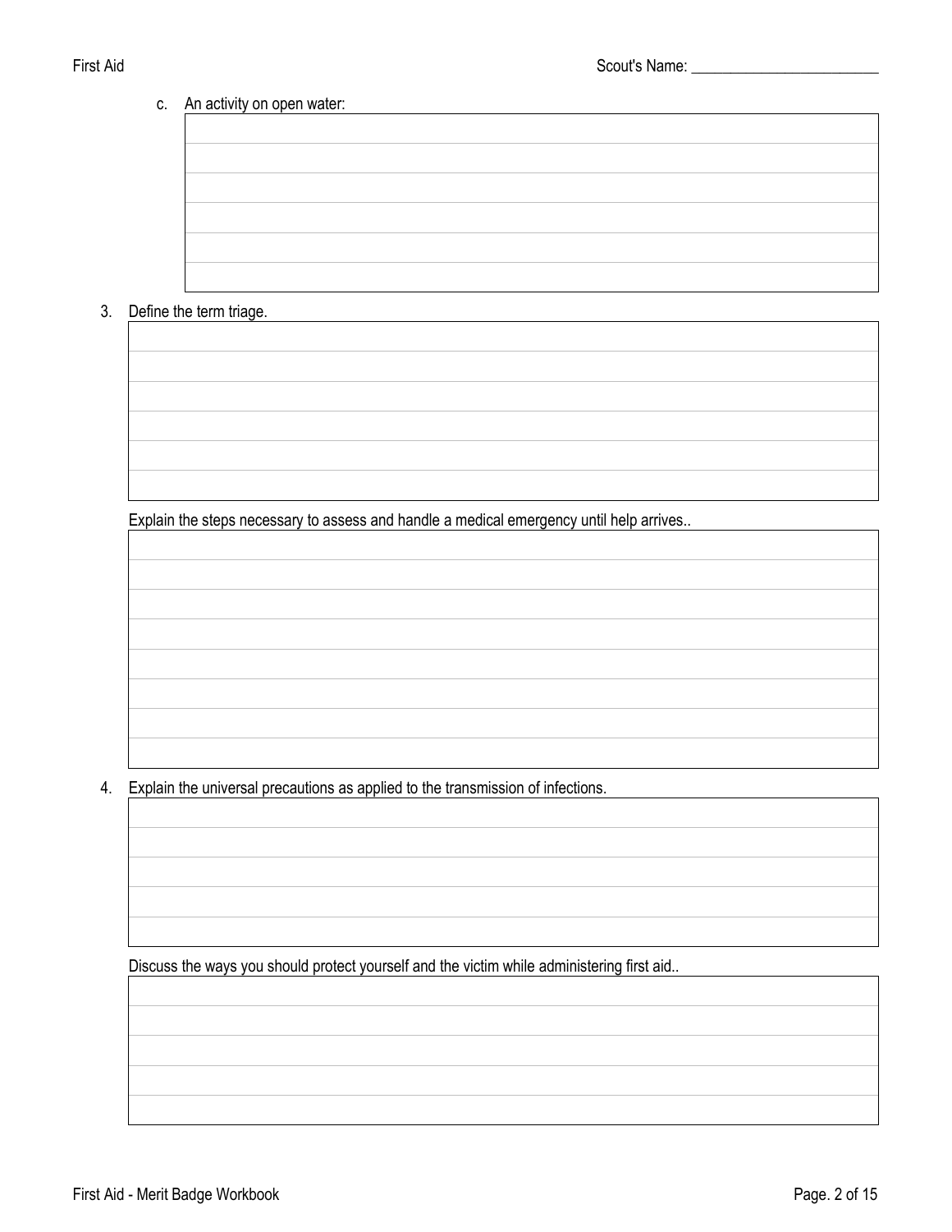c. An activity on open water:

3. Define the term triage.

Explain the steps necessary to assess and handle a medical emergency until help arrives..

4. Explain the universal precautions as applied to the transmission of infections.

Discuss the ways you should protect yourself and the victim while administering first aid..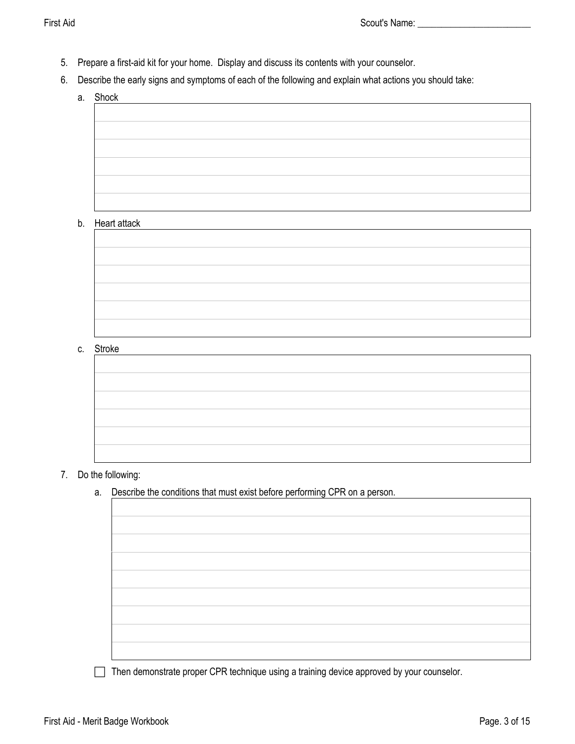5. Prepare a first-aid kit for your home. Display and discuss its contents with your counselor.
6. Describe the early signs and symptoms of each of the following and explain what actions you should take:
   a. Shock

   b. Heart attack

   c. Stroke

7. Do the following:
   a. Describe the conditions that must exist before performing CPR on a person.

   ☐ Then demonstrate proper CPR technique using a training device approved by your counselor.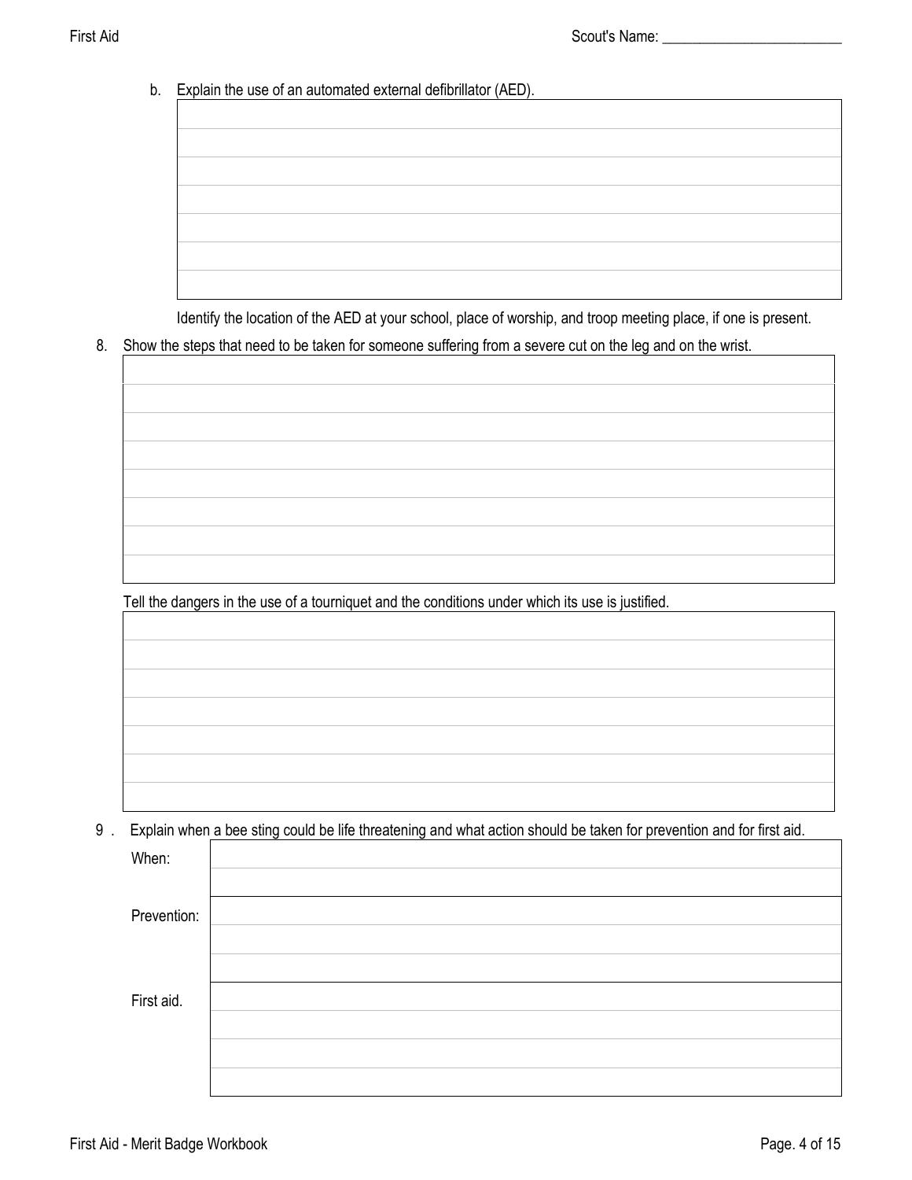b. Explain the use of an automated external defibrillator (AED).

Identify the location of the AED at your school, place of worship, and troop meeting place, if one is present.

8. Show the steps that need to be taken for someone suffering from a severe cut on the leg and on the wrist.

Tell the dangers in the use of a tourniquet and the conditions under which its use is justified.

9 . Explain when a bee sting could be life threatening and what action should be taken for prevention and for first aid.

| When: | |
|---|---|
| Prevention: | |
| First aid. | |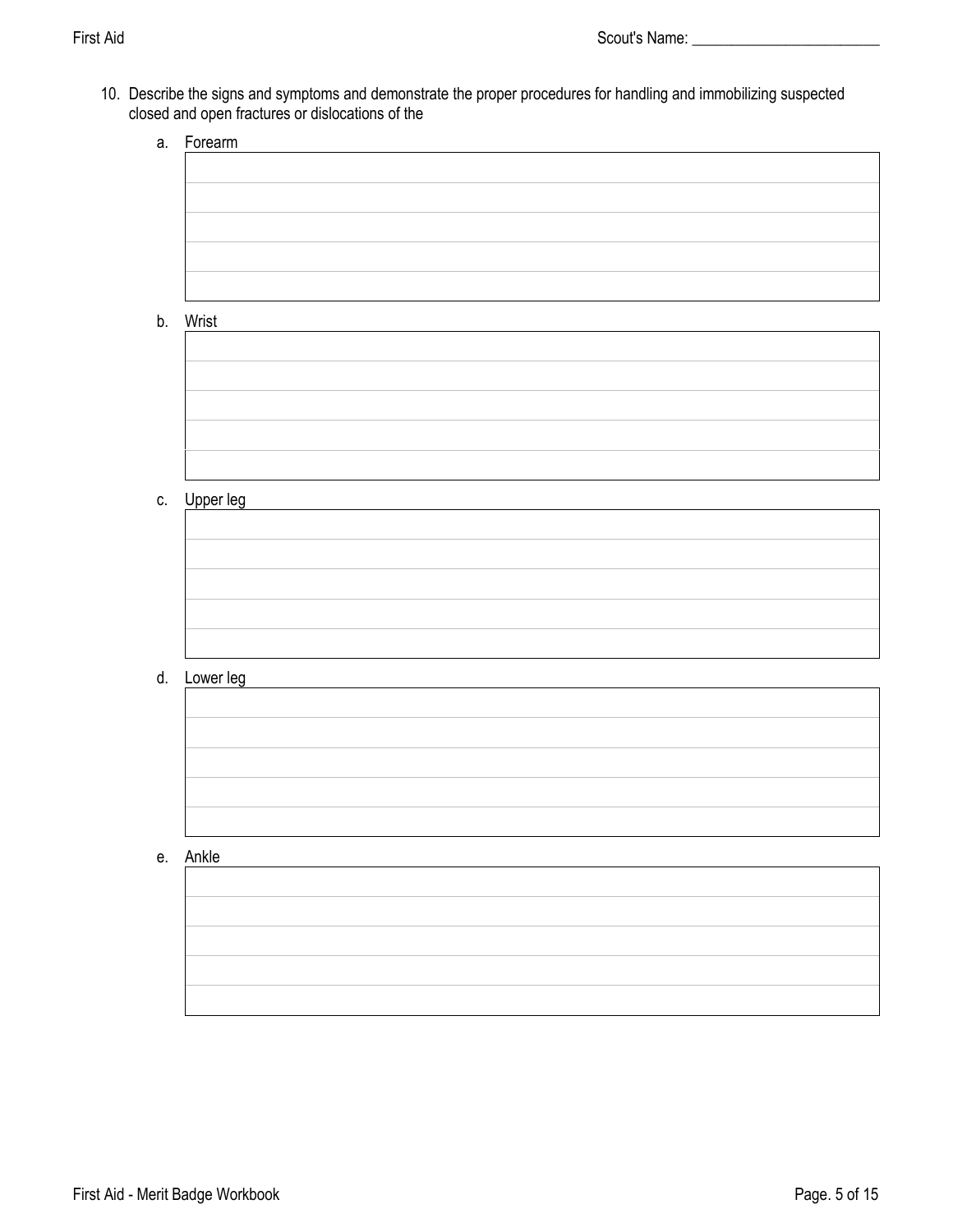10. Describe the signs and symptoms and demonstrate the proper procedures for handling and immobilizing suspected closed and open fractures or dislocations of the

    a. Forearm

    b. Wrist

    c. Upper leg

    d. Lower leg

    e. Ankle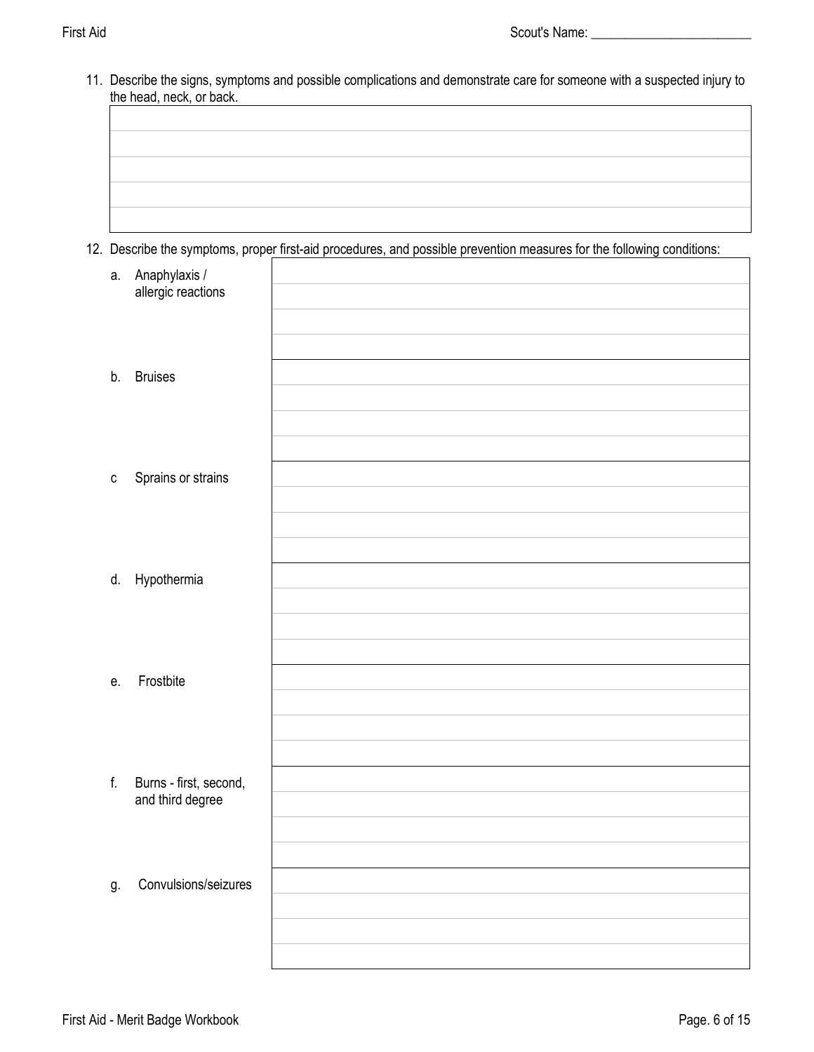11. Describe the signs, symptoms and possible complications and demonstrate care for someone with a suspected injury to the head, neck, or back.

| |
|---|
| |
| |
| |
| |

12. Describe the symptoms, proper first-aid procedures, and possible prevention measures for the following conditions:

| | |
|---|---|
| a. Anaphylaxis / allergic reactions | |
| b. Bruises | |
| c Sprains or strains | |
| d. Hypothermia | |
| e. Frostbite | |
| f. Burns - first, second, and third degree | |
| g. Convulsions/seizures | |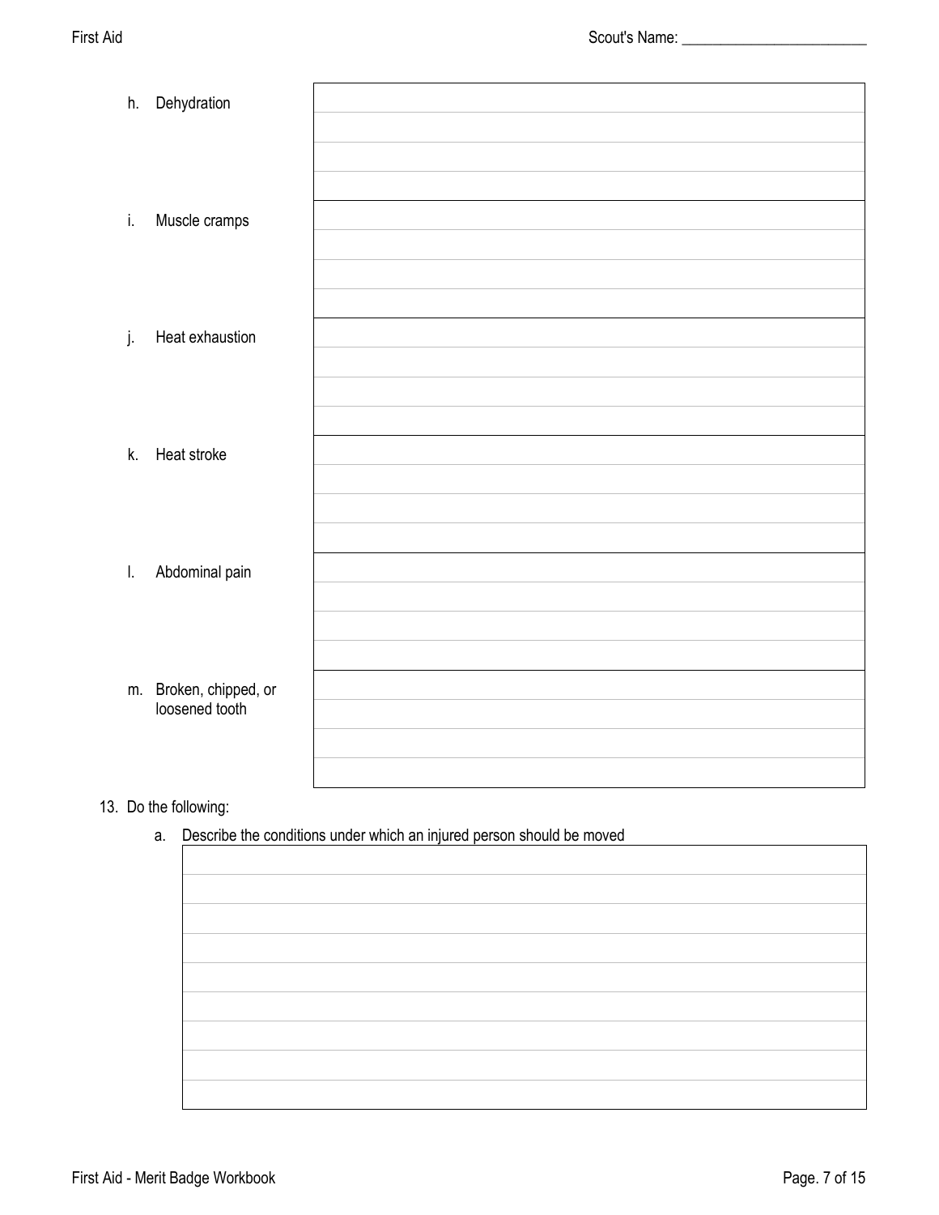| | |
|---|---|
| h. Dehydration | |
| i. Muscle cramps | |
| j. Heat exhaustion | |
| k. Heat stroke | |
| l. Abdominal pain | |
| m. Broken, chipped, or loosened tooth | |

13. Do the following:

    a. Describe the conditions under which an injured person should be moved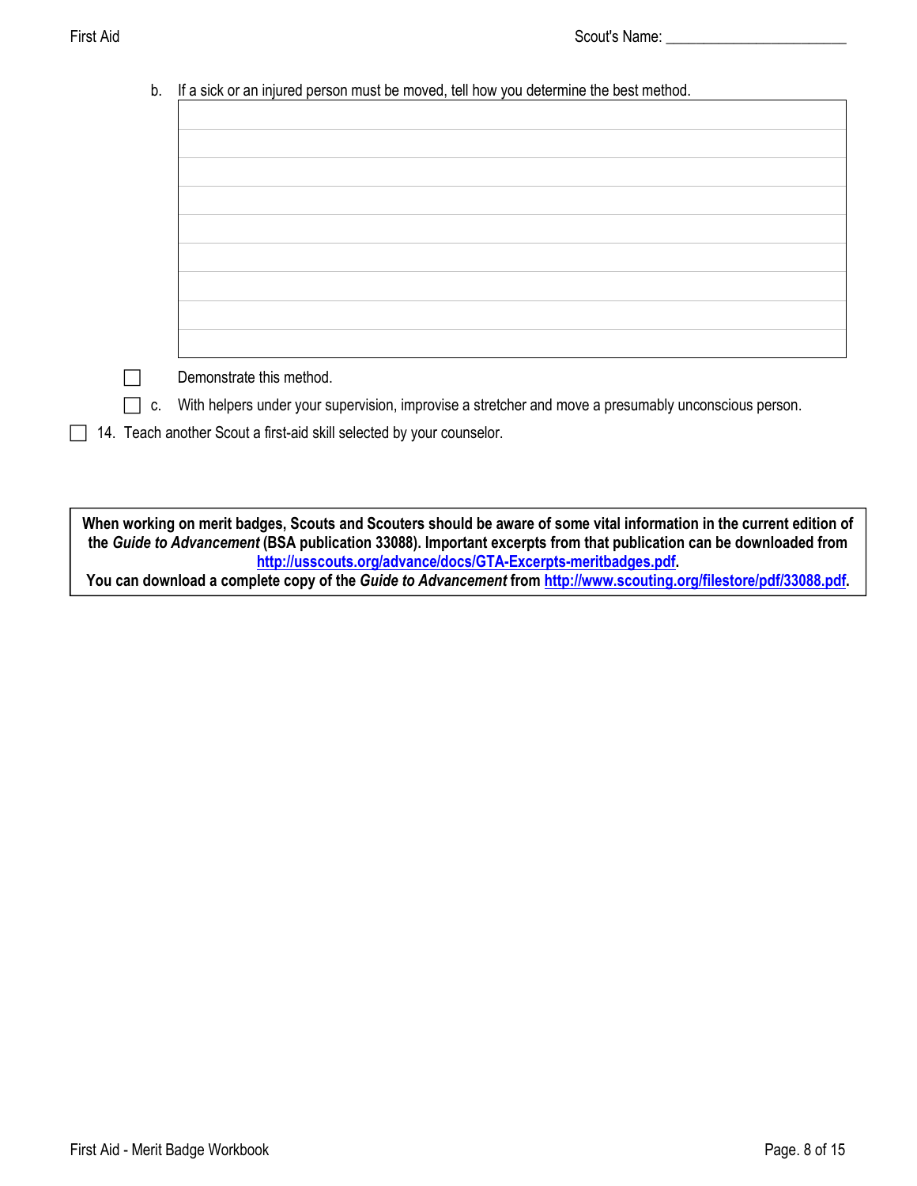b. If a sick or an injured person must be moved, tell how you determine the best method.

| |
|---|
| |
| |
| |
| |
| |
| |
| |
| |

☐ Demonstrate this method.

☐ c. With helpers under your supervision, improvise a stretcher and move a presumably unconscious person.

☐ 14. Teach another Scout a first-aid skill selected by your counselor.

**When working on merit badges, Scouts and Scouters should be aware of some vital information in the current edition of the *Guide to Advancement* (BSA publication 33088). Important excerpts from that publication can be downloaded from [http://usscouts.org/advance/docs/GTA-Excerpts-meritbadges.pdf](http://usscouts.org/advance/docs/GTA-Excerpts-meritbadges.pdf).**
**You can download a complete copy of the *Guide to Advancement* from [http://www.scouting.org/filestore/pdf/33088.pdf](http://www.scouting.org/filestore/pdf/33088.pdf).**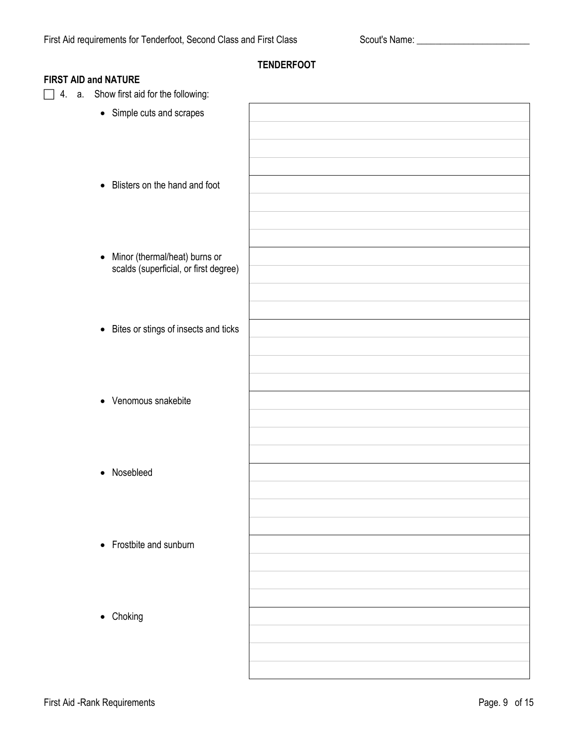## TENDERFOOT

### FIRST AID and NATURE

☐ 4. a. Show first aid for the following:

| | |
|---|---|
| • Simple cuts and scrapes | |
| • Blisters on the hand and foot | |
| • Minor (thermal/heat) burns or scalds (superficial, or first degree) | |
| • Bites or stings of insects and ticks | |
| • Venomous snakebite | |
| • Nosebleed | |
| • Frostbite and sunburn | |
| • Choking | |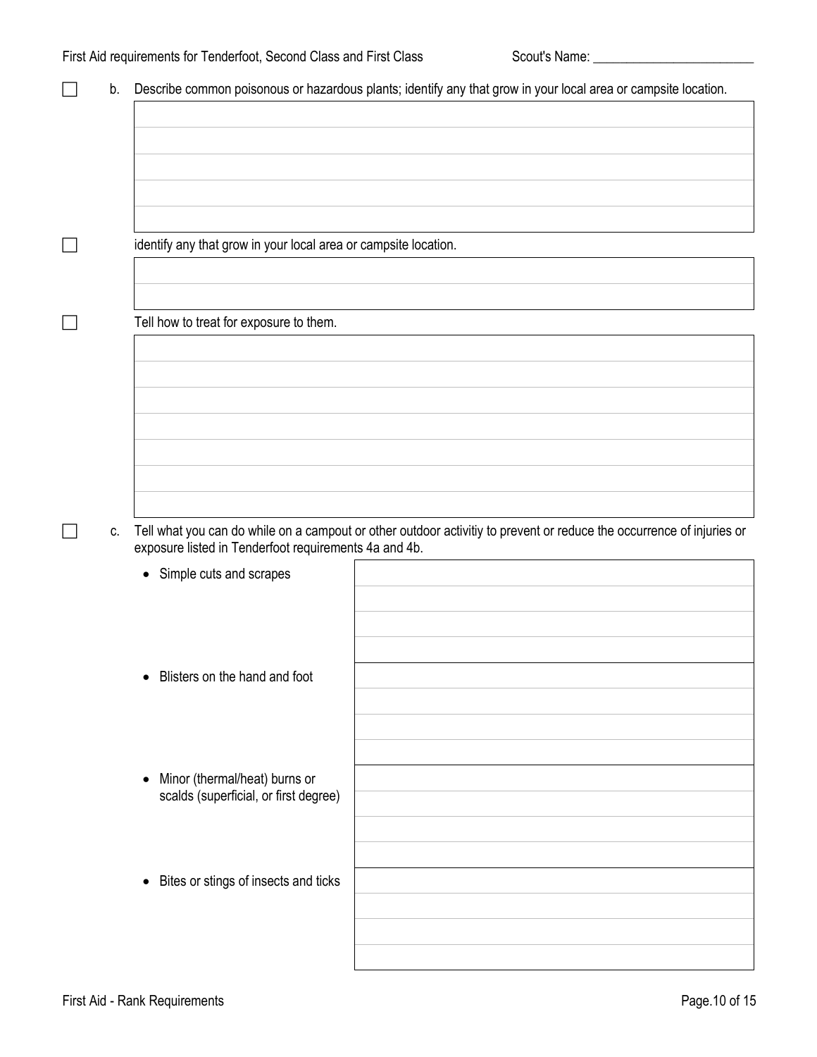Scout's Name: ________________________

☐ b. Describe common poisonous or hazardous plants; identify any that grow in your local area or campsite location.

☐ identify any that grow in your local area or campsite location.

☐ Tell how to treat for exposure to them.

☐ c. Tell what you can do while on a campout or other outdoor activitiy to prevent or reduce the occurrence of injuries or exposure listed in Tenderfoot requirements 4a and 4b.

| | |
|---|---|
| • Simple cuts and scrapes | |
| • Blisters on the hand and foot | |
| • Minor (thermal/heat) burns or scalds (superficial, or first degree) | |
| • Bites or stings of insects and ticks | |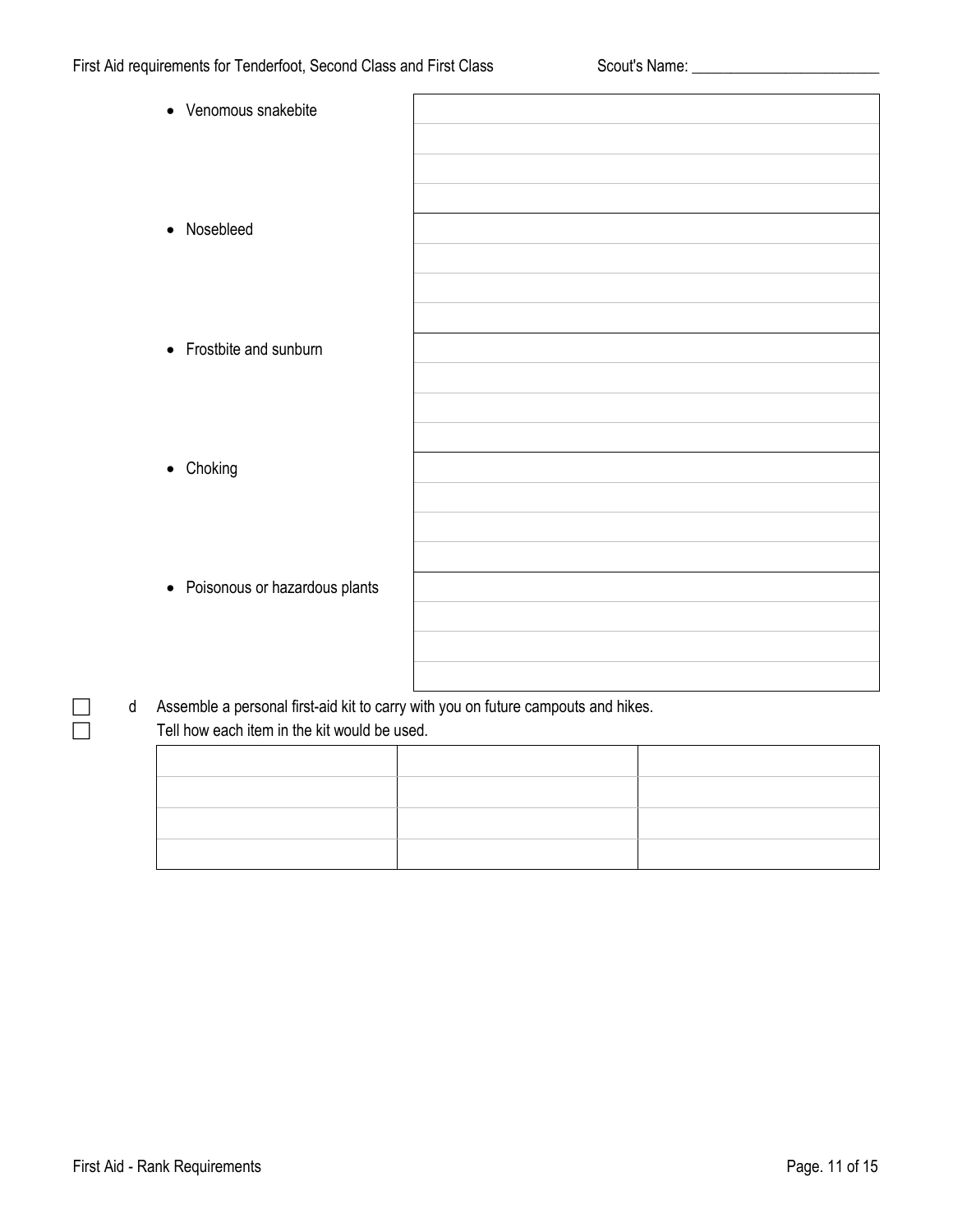- Venomous snakebite
- Nosebleed
- Frostbite and sunburn
- Choking
- Poisonous or hazardous plants

☐ d Assemble a personal first-aid kit to carry with you on future campouts and hikes.
☐ Tell how each item in the kit would be used.

| | | |
|---|---|---|
| | | |
| | | |
| | | |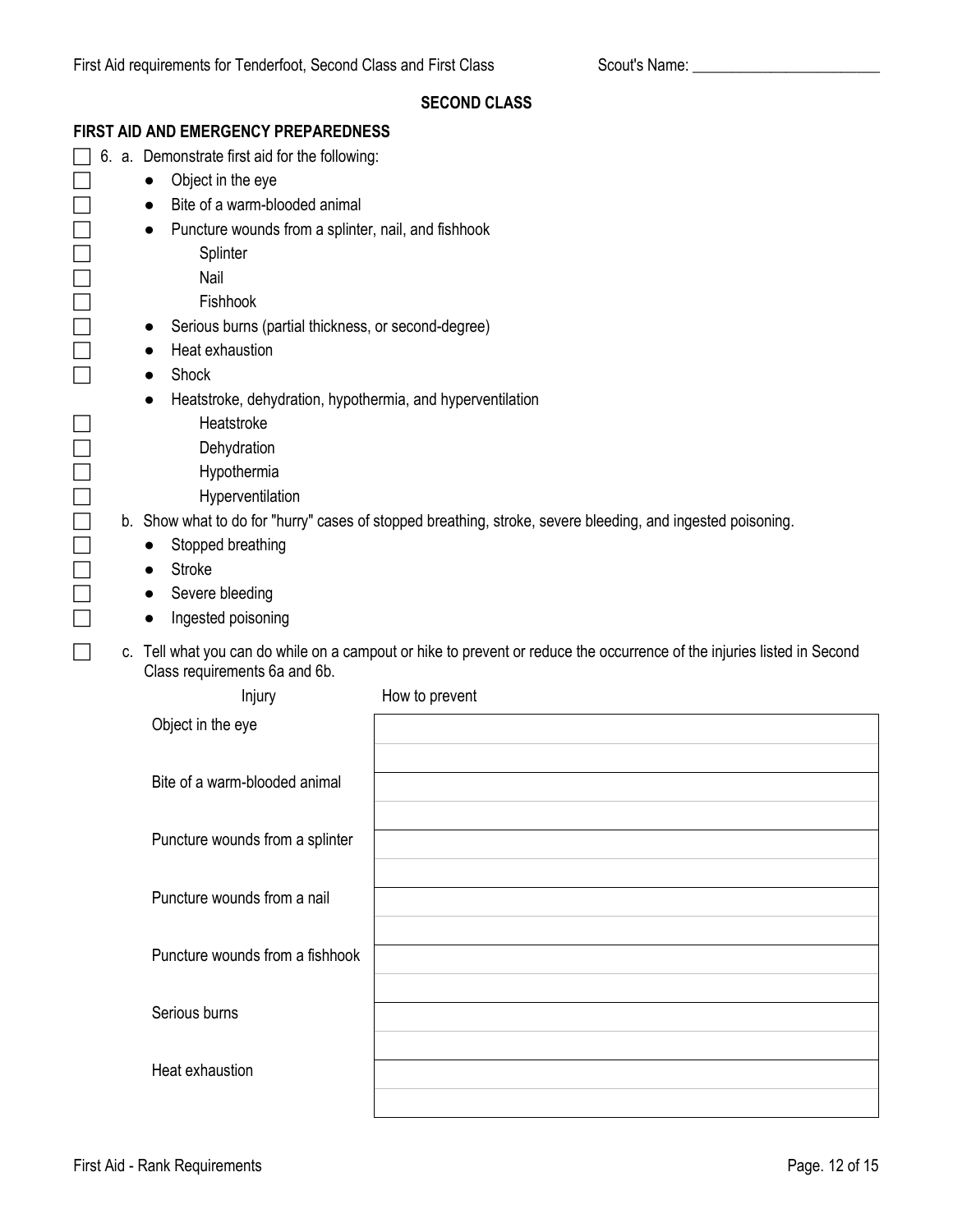## SECOND CLASS

### FIRST AID AND EMERGENCY PREPAREDNESS

- [ ] 6. a. Demonstrate first aid for the following:
  - [ ] Object in the eye
  - [ ] Bite of a warm-blooded animal
  - [ ] Puncture wounds from a splinter, nail, and fishhook
    - [ ] Splinter
    - [ ] Nail
    - [ ] Fishhook
  - [ ] Serious burns (partial thickness, or second-degree)
  - [ ] Heat exhaustion
  - [ ] Shock
  - Heatstroke, dehydration, hypothermia, and hyperventilation
    - [ ] Heatstroke
    - [ ] Dehydration
    - [ ] Hypothermia
    - [ ] Hyperventilation
- [ ] b. Show what to do for "hurry" cases of stopped breathing, stroke, severe bleeding, and ingested poisoning.
  - [ ] Stopped breathing
  - [ ] Stroke
  - [ ] Severe bleeding
  - [ ] Ingested poisoning
- [ ] c. Tell what you can do while on a campout or hike to prevent or reduce the occurrence of the injuries listed in Second Class requirements 6a and 6b.

| Injury | How to prevent |
|---|---|
| Object in the eye | |
| Bite of a warm-blooded animal | |
| Puncture wounds from a splinter | |
| Puncture wounds from a nail | |
| Puncture wounds from a fishhook | |
| Serious burns | |
| Heat exhaustion | |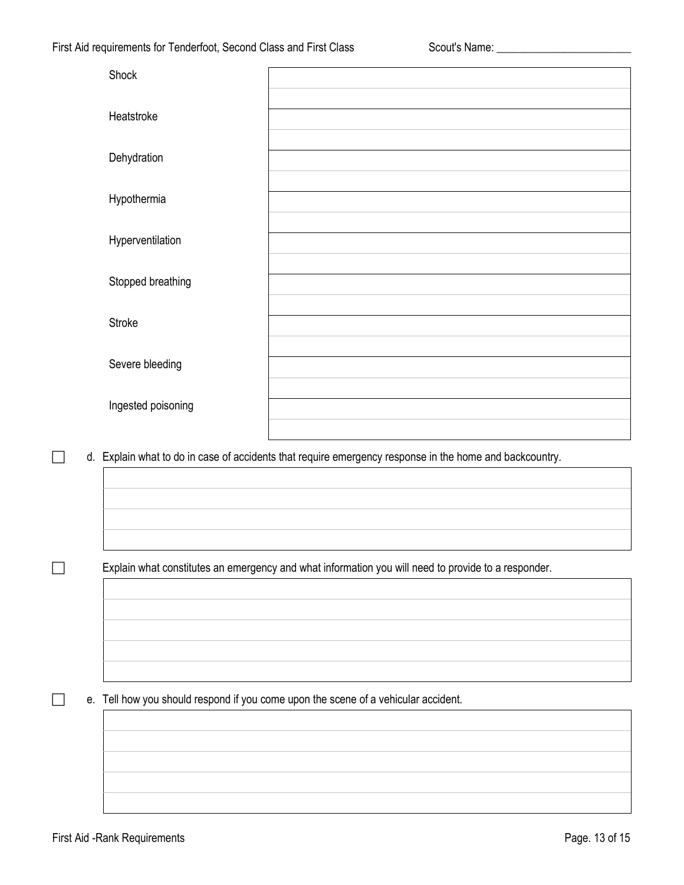| | |
| --- | --- |
| Shock | |
| Heatstroke | |
| Dehydration | |
| Hypothermia | |
| Hyperventilation | |
| Stopped breathing | |
| Stroke | |
| Severe bleeding | |
| Ingested poisoning | |

☐ d. Explain what to do in case of accidents that require emergency response in the home and backcountry.

☐ Explain what constitutes an emergency and what information you will need to provide to a responder.

☐ e. Tell how you should respond if you come upon the scene of a vehicular accident.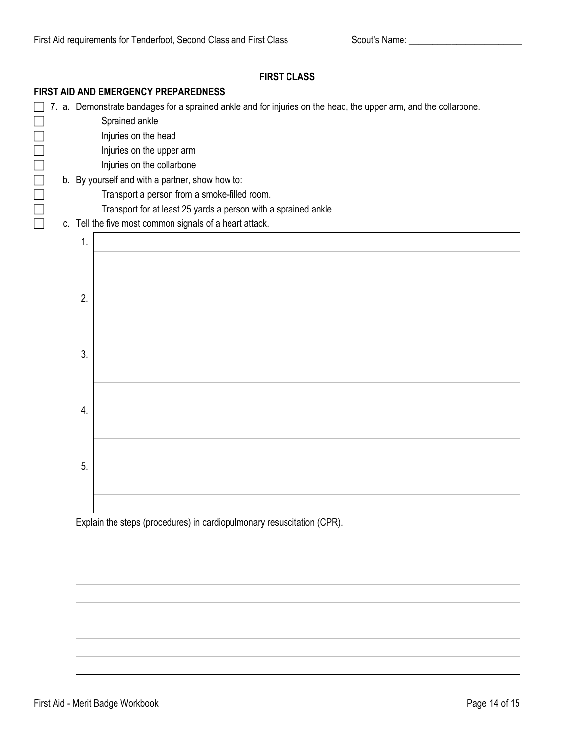## FIRST CLASS

### FIRST AID AND EMERGENCY PREPAREDNESS

- [ ] 7. a. Demonstrate bandages for a sprained ankle and for injuries on the head, the upper arm, and the collarbone.
  - [ ] Sprained ankle
  - [ ] Injuries on the head
  - [ ] Injuries on the upper arm
  - [ ] Injuries on the collarbone
- [ ] b. By yourself and with a partner, show how to:
  - [ ] Transport a person from a smoke-filled room.
  - [ ] Transport for at least 25 yards a person with a sprained ankle
- [ ] c. Tell the five most common signals of a heart attack.

| | |
|---|---|
| 1. | |
| 2. | |
| 3. | |
| 4. | |
| 5. | |

Explain the steps (procedures) in cardiopulmonary resuscitation (CPR).

| |
|---|
| |
| |
| |
| |
| |
| |
| |
| |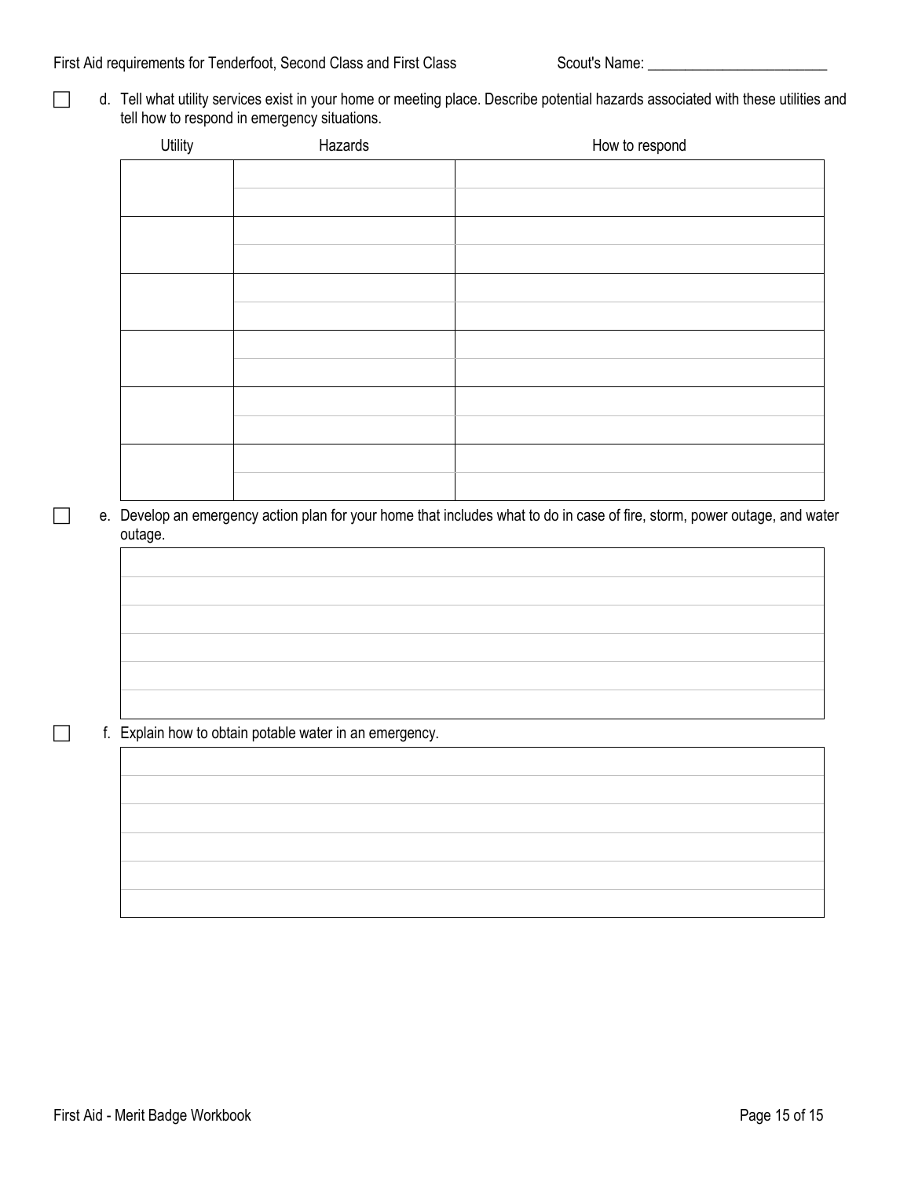Scout's Name: ________________________

☐ d. Tell what utility services exist in your home or meeting place. Describe potential hazards associated with these utilities and tell how to respond in emergency situations.

| Utility | Hazards | How to respond |
|---|---|---|
| | | |
| | | |
| | | |
| | | |
| | | |
| | | |
| | | |
| | | |
| | | |
| | | |
| | | |
| | | |

☐ e. Develop an emergency action plan for your home that includes what to do in case of fire, storm, power outage, and water outage.

| |
|---|
| |
| |
| |
| |
| |
| |

☐ f. Explain how to obtain potable water in an emergency.

| |
|---|
| |
| |
| |
| |
| |
| |